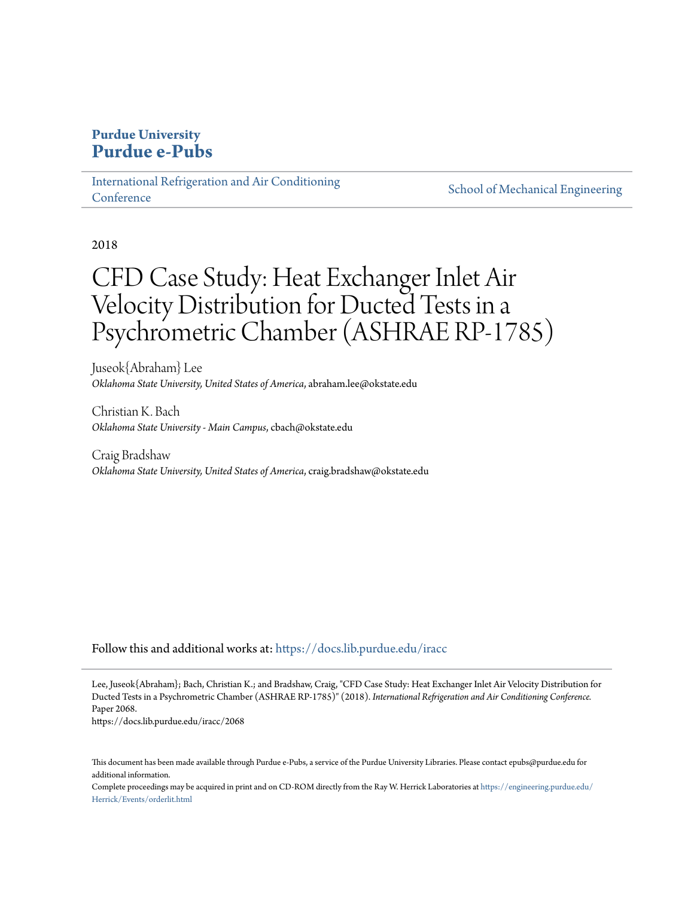**Purdue University**
**Purdue e-Pubs**

International Refrigeration and Air Conditioning Conference | School of Mechanical Engineering

2018

# CFD Case Study: Heat Exchanger Inlet Air Velocity Distribution for Ducted Tests in a Psychrometric Chamber (ASHRAE RP-1785)

Juseok{Abraham} Lee
*Oklahoma State University, United States of America*, abraham.lee@okstate.edu

Christian K. Bach
*Oklahoma State University - Main Campus*, cbach@okstate.edu

Craig Bradshaw
*Oklahoma State University, United States of America*, craig.bradshaw@okstate.edu

Follow this and additional works at: https://docs.lib.purdue.edu/iracc

Lee, Juseok{Abraham}; Bach, Christian K.; and Bradshaw, Craig, "CFD Case Study: Heat Exchanger Inlet Air Velocity Distribution for Ducted Tests in a Psychrometric Chamber (ASHRAE RP-1785)" (2018). *International Refrigeration and Air Conditioning Conference*. Paper 2068.
https://docs.lib.purdue.edu/iracc/2068

This document has been made available through Purdue e-Pubs, a service of the Purdue University Libraries. Please contact epubs@purdue.edu for additional information.
Complete proceedings may be acquired in print and on CD-ROM directly from the Ray W. Herrick Laboratories at https://engineering.purdue.edu/Herrick/Events/orderlit.html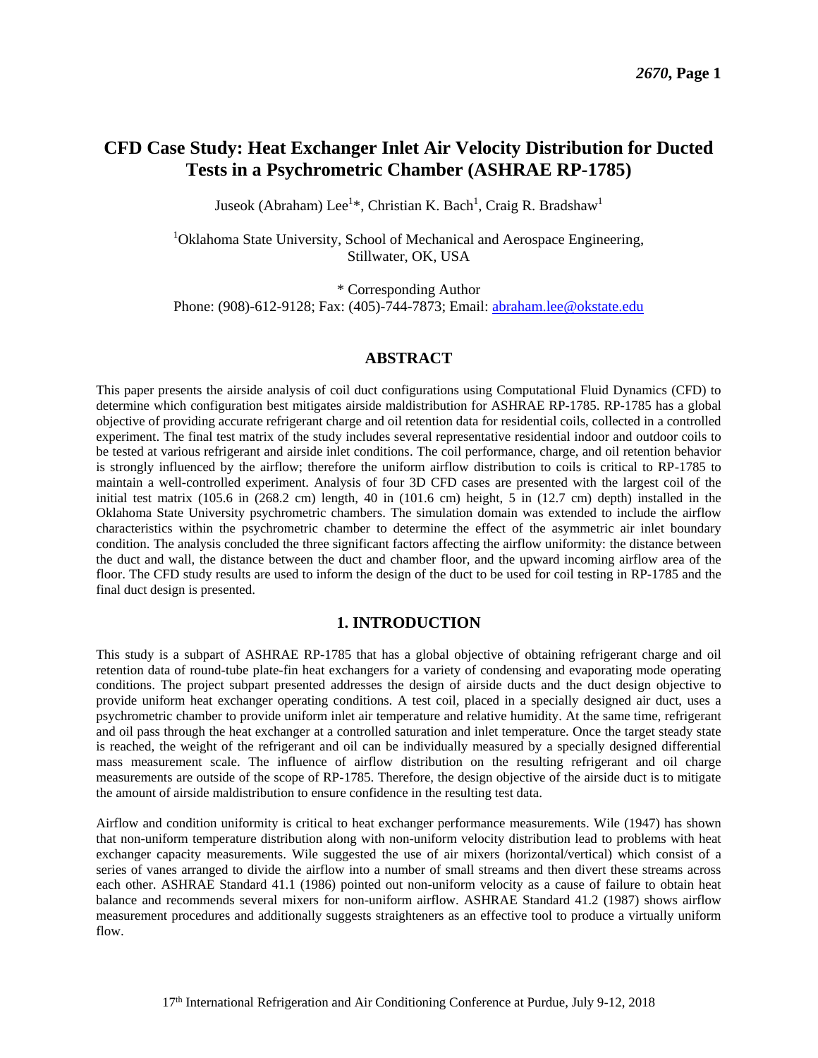# CFD Case Study: Heat Exchanger Inlet Air Velocity Distribution for Ducted Tests in a Psychrometric Chamber (ASHRAE RP-1785)

Juseok (Abraham) Lee[1]*, Christian K. Bach[1], Craig R. Bradshaw[1]

[1]Oklahoma State University, School of Mechanical and Aerospace Engineering, Stillwater, OK, USA

\* Corresponding Author
Phone: (908)-612-9128; Fax: (405)-744-7873; Email: abraham.lee@okstate.edu

## ABSTRACT

This paper presents the airside analysis of coil duct configurations using Computational Fluid Dynamics (CFD) to determine which configuration best mitigates airside maldistribution for ASHRAE RP-1785. RP-1785 has a global objective of providing accurate refrigerant charge and oil retention data for residential coils, collected in a controlled experiment. The final test matrix of the study includes several representative residential indoor and outdoor coils to be tested at various refrigerant and airside inlet conditions. The coil performance, charge, and oil retention behavior is strongly influenced by the airflow; therefore the uniform airflow distribution to coils is critical to RP-1785 to maintain a well-controlled experiment. Analysis of four 3D CFD cases are presented with the largest coil of the initial test matrix (105.6 in (268.2 cm) length, 40 in (101.6 cm) height, 5 in (12.7 cm) depth) installed in the Oklahoma State University psychrometric chambers. The simulation domain was extended to include the airflow characteristics within the psychrometric chamber to determine the effect of the asymmetric air inlet boundary condition. The analysis concluded the three significant factors affecting the airflow uniformity: the distance between the duct and wall, the distance between the duct and chamber floor, and the upward incoming airflow area of the floor. The CFD study results are used to inform the design of the duct to be used for coil testing in RP-1785 and the final duct design is presented.

## 1. INTRODUCTION

This study is a subpart of ASHRAE RP-1785 that has a global objective of obtaining refrigerant charge and oil retention data of round-tube plate-fin heat exchangers for a variety of condensing and evaporating mode operating conditions. The project subpart presented addresses the design of airside ducts and the duct design objective to provide uniform heat exchanger operating conditions. A test coil, placed in a specially designed air duct, uses a psychrometric chamber to provide uniform inlet air temperature and relative humidity. At the same time, refrigerant and oil pass through the heat exchanger at a controlled saturation and inlet temperature. Once the target steady state is reached, the weight of the refrigerant and oil can be individually measured by a specially designed differential mass measurement scale. The influence of airflow distribution on the resulting refrigerant and oil charge measurements are outside of the scope of RP-1785. Therefore, the design objective of the airside duct is to mitigate the amount of airside maldistribution to ensure confidence in the resulting test data.

Airflow and condition uniformity is critical to heat exchanger performance measurements. Wile (1947) has shown that non-uniform temperature distribution along with non-uniform velocity distribution lead to problems with heat exchanger capacity measurements. Wile suggested the use of air mixers (horizontal/vertical) which consist of a series of vanes arranged to divide the airflow into a number of small streams and then divert these streams across each other. ASHRAE Standard 41.1 (1986) pointed out non-uniform velocity as a cause of failure to obtain heat balance and recommends several mixers for non-uniform airflow. ASHRAE Standard 41.2 (1987) shows airflow measurement procedures and additionally suggests straighteners as an effective tool to produce a virtually uniform flow.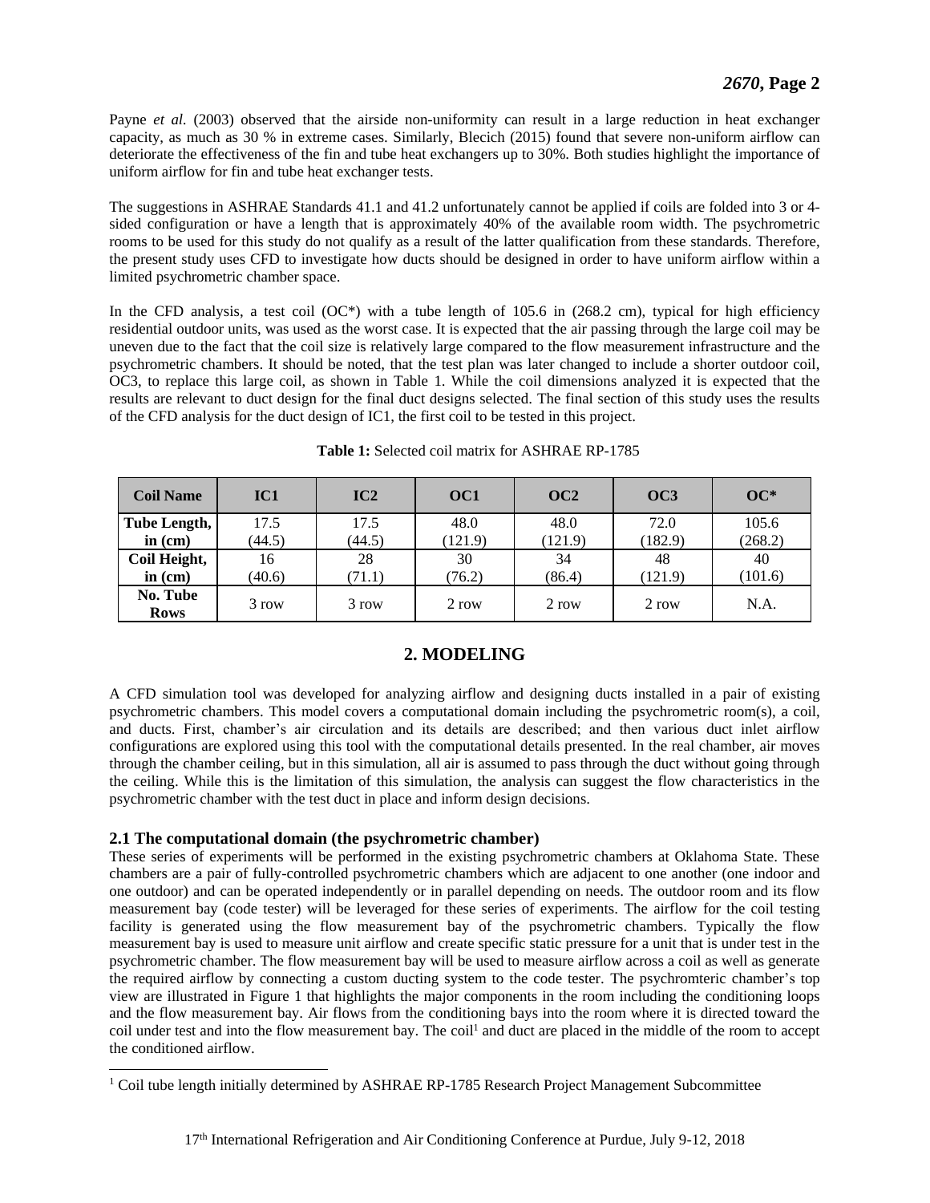Payne *et al.* (2003) observed that the airside non-uniformity can result in a large reduction in heat exchanger capacity, as much as 30 % in extreme cases. Similarly, Blecich (2015) found that severe non-uniform airflow can deteriorate the effectiveness of the fin and tube heat exchangers up to 30%. Both studies highlight the importance of uniform airflow for fin and tube heat exchanger tests.

The suggestions in ASHRAE Standards 41.1 and 41.2 unfortunately cannot be applied if coils are folded into 3 or 4-sided configuration or have a length that is approximately 40% of the available room width. The psychrometric rooms to be used for this study do not qualify as a result of the latter qualification from these standards. Therefore, the present study uses CFD to investigate how ducts should be designed in order to have uniform airflow within a limited psychrometric chamber space.

In the CFD analysis, a test coil (OC*) with a tube length of 105.6 in (268.2 cm), typical for high efficiency residential outdoor units, was used as the worst case. It is expected that the air passing through the large coil may be uneven due to the fact that the coil size is relatively large compared to the flow measurement infrastructure and the psychrometric chambers. It should be noted, that the test plan was later changed to include a shorter outdoor coil, OC3, to replace this large coil, as shown in Table 1. While the coil dimensions analyzed it is expected that the results are relevant to duct design for the final duct designs selected. The final section of this study uses the results of the CFD analysis for the duct design of IC1, the first coil to be tested in this project.

**Table 1:** Selected coil matrix for ASHRAE RP-1785

| Coil Name | IC1 | IC2 | OC1 | OC2 | OC3 | OC* |
|---|---|---|---|---|---|---|
| Tube Length, in (cm) | 17.5 (44.5) | 17.5 (44.5) | 48.0 (121.9) | 48.0 (121.9) | 72.0 (182.9) | 105.6 (268.2) |
| Coil Height, in (cm) | 16 (40.6) | 28 (71.1) | 30 (76.2) | 34 (86.4) | 48 (121.9) | 40 (101.6) |
| No. Tube Rows | 3 row | 3 row | 2 row | 2 row | 2 row | N.A. |

## 2. MODELING

A CFD simulation tool was developed for analyzing airflow and designing ducts installed in a pair of existing psychrometric chambers. This model covers a computational domain including the psychrometric room(s), a coil, and ducts. First, chamber's air circulation and its details are described; and then various duct inlet airflow configurations are explored using this tool with the computational details presented. In the real chamber, air moves through the chamber ceiling, but in this simulation, all air is assumed to pass through the duct without going through the ceiling. While this is the limitation of this simulation, the analysis can suggest the flow characteristics in the psychrometric chamber with the test duct in place and inform design decisions.

### 2.1 The computational domain (the psychrometric chamber)

These series of experiments will be performed in the existing psychrometric chambers at Oklahoma State. These chambers are a pair of fully-controlled psychrometric chambers which are adjacent to one another (one indoor and one outdoor) and can be operated independently or in parallel depending on needs. The outdoor room and its flow measurement bay (code tester) will be leveraged for these series of experiments. The airflow for the coil testing facility is generated using the flow measurement bay of the psychrometric chambers. Typically the flow measurement bay is used to measure unit airflow and create specific static pressure for a unit that is under test in the psychrometric chamber. The flow measurement bay will be used to measure airflow across a coil as well as generate the required airflow by connecting a custom ducting system to the code tester. The psychromteric chamber's top view are illustrated in Figure 1 that highlights the major components in the room including the conditioning loops and the flow measurement bay. Air flows from the conditioning bays into the room where it is directed toward the coil under test and into the flow measurement bay. The coil[1] and duct are placed in the middle of the room to accept the conditioned airflow.

[1] Coil tube length initially determined by ASHRAE RP-1785 Research Project Management Subcommittee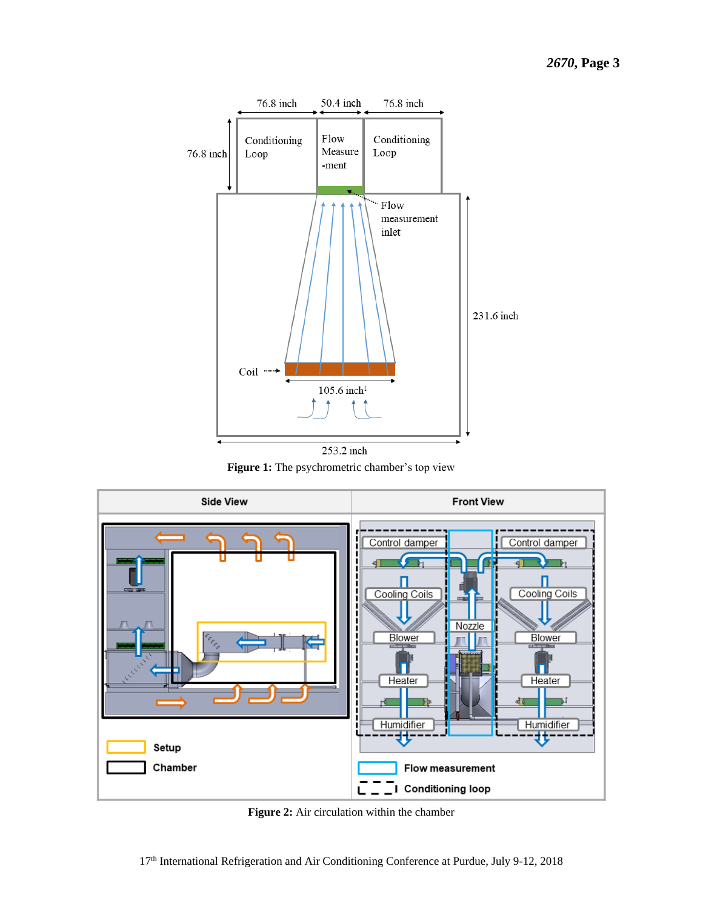**Figure 1:** The psychrometric chamber's top view

**Figure 2:** Air circulation within the chamber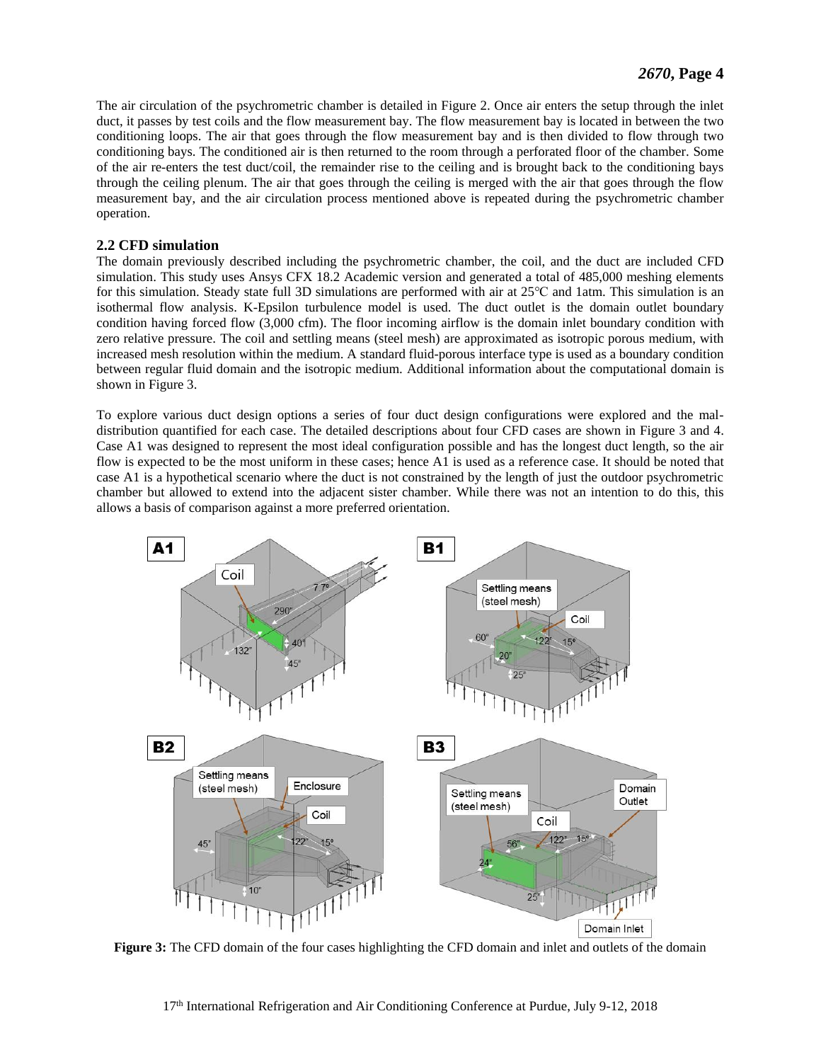The air circulation of the psychrometric chamber is detailed in Figure 2. Once air enters the setup through the inlet duct, it passes by test coils and the flow measurement bay. The flow measurement bay is located in between the two conditioning loops. The air that goes through the flow measurement bay and is then divided to flow through two conditioning bays. The conditioned air is then returned to the room through a perforated floor of the chamber. Some of the air re-enters the test duct/coil, the remainder rise to the ceiling and is brought back to the conditioning bays through the ceiling plenum. The air that goes through the ceiling is merged with the air that goes through the flow measurement bay, and the air circulation process mentioned above is repeated during the psychrometric chamber operation.

### 2.2 CFD simulation

The domain previously described including the psychrometric chamber, the coil, and the duct are included CFD simulation. This study uses Ansys CFX 18.2 Academic version and generated a total of 485,000 meshing elements for this simulation. Steady state full 3D simulations are performed with air at 25℃ and 1atm. This simulation is an isothermal flow analysis. K-Epsilon turbulence model is used. The duct outlet is the domain outlet boundary condition having forced flow (3,000 cfm). The floor incoming airflow is the domain inlet boundary condition with zero relative pressure. The coil and settling means (steel mesh) are approximated as isotropic porous medium, with increased mesh resolution within the medium. A standard fluid-porous interface type is used as a boundary condition between regular fluid domain and the isotropic medium. Additional information about the computational domain is shown in Figure 3.

To explore various duct design options a series of four duct design configurations were explored and the mal-distribution quantified for each case. The detailed descriptions about four CFD cases are shown in Figure 3 and 4. Case A1 was designed to represent the most ideal configuration possible and has the longest duct length, so the air flow is expected to be the most uniform in these cases; hence A1 is used as a reference case. It should be noted that case A1 is a hypothetical scenario where the duct is not constrained by the length of just the outdoor psychrometric chamber but allowed to extend into the adjacent sister chamber. While there was not an intention to do this, this allows a basis of comparison against a more preferred orientation.

**Figure 3:** The CFD domain of the four cases highlighting the CFD domain and inlet and outlets of the domain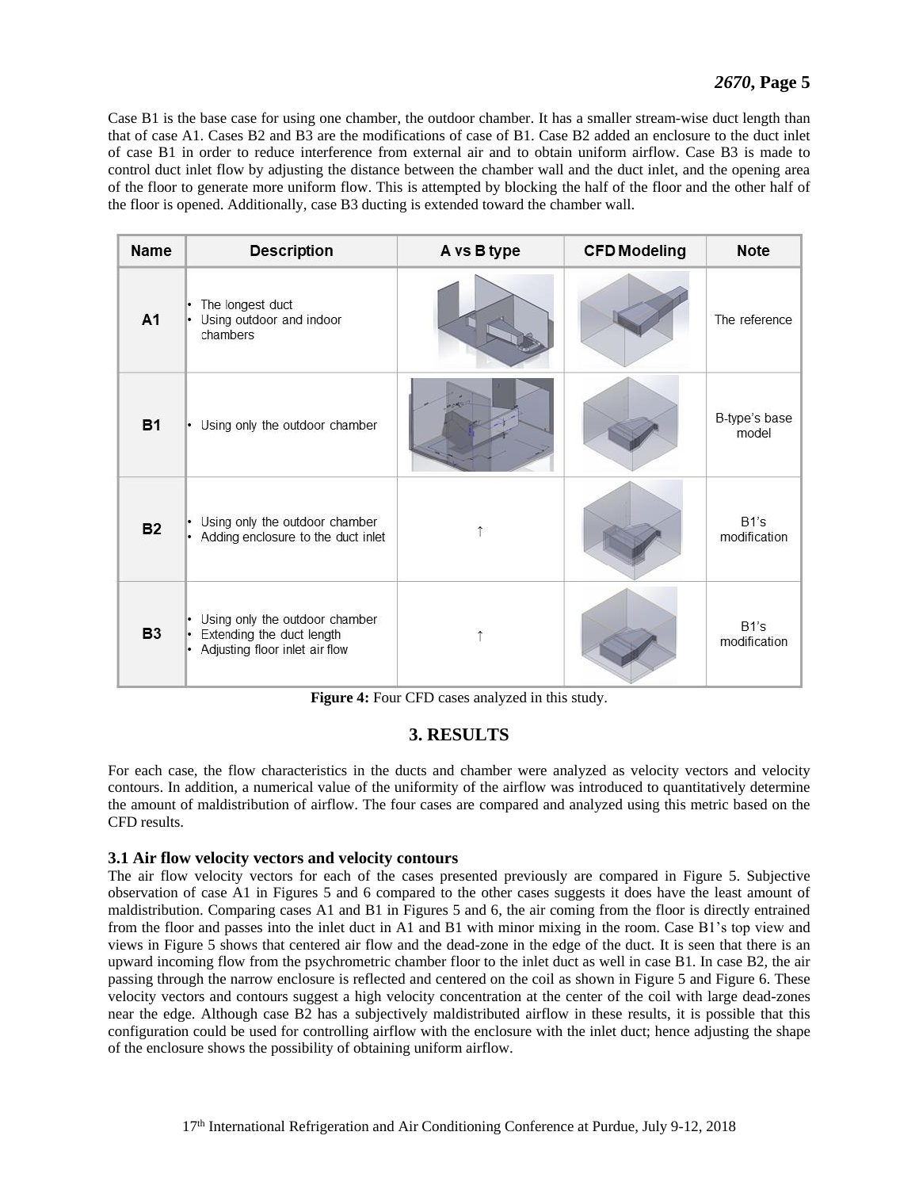Case B1 is the base case for using one chamber, the outdoor chamber. It has a smaller stream-wise duct length than that of case A1. Cases B2 and B3 are the modifications of case of B1. Case B2 added an enclosure to the duct inlet of case B1 in order to reduce interference from external air and to obtain uniform airflow. Case B3 is made to control duct inlet flow by adjusting the distance between the chamber wall and the duct inlet, and the opening area of the floor to generate more uniform flow. This is attempted by blocking the half of the floor and the other half of the floor is opened. Additionally, case B3 ducting is extended toward the chamber wall.

| Name | Description | A vs B type | CFD Modeling | Note |
|---|---|---|---|---|
| A1 | • The longest duct<br>• Using outdoor and indoor chambers | | | The reference |
| B1 | • Using only the outdoor chamber | | | B-type's base model |
| B2 | • Using only the outdoor chamber<br>• Adding enclosure to the duct inlet | ↑ | | B1's modification |
| B3 | • Using only the outdoor chamber<br>• Extending the duct length<br>• Adjusting floor inlet air flow | ↑ | | B1's modification |

**Figure 4:** Four CFD cases analyzed in this study.

## 3. RESULTS

For each case, the flow characteristics in the ducts and chamber were analyzed as velocity vectors and velocity contours. In addition, a numerical value of the uniformity of the airflow was introduced to quantitatively determine the amount of maldistribution of airflow. The four cases are compared and analyzed using this metric based on the CFD results.

### 3.1 Air flow velocity vectors and velocity contours

The air flow velocity vectors for each of the cases presented previously are compared in Figure 5. Subjective observation of case A1 in Figures 5 and 6 compared to the other cases suggests it does have the least amount of maldistribution. Comparing cases A1 and B1 in Figures 5 and 6, the air coming from the floor is directly entrained from the floor and passes into the inlet duct in A1 and B1 with minor mixing in the room. Case B1's top view and views in Figure 5 shows that centered air flow and the dead-zone in the edge of the duct. It is seen that there is an upward incoming flow from the psychrometric chamber floor to the inlet duct as well in case B1. In case B2, the air passing through the narrow enclosure is reflected and centered on the coil as shown in Figure 5 and Figure 6. These velocity vectors and contours suggest a high velocity concentration at the center of the coil with large dead-zones near the edge. Although case B2 has a subjectively maldistributed airflow in these results, it is possible that this configuration could be used for controlling airflow with the enclosure with the inlet duct; hence adjusting the shape of the enclosure shows the possibility of obtaining uniform airflow.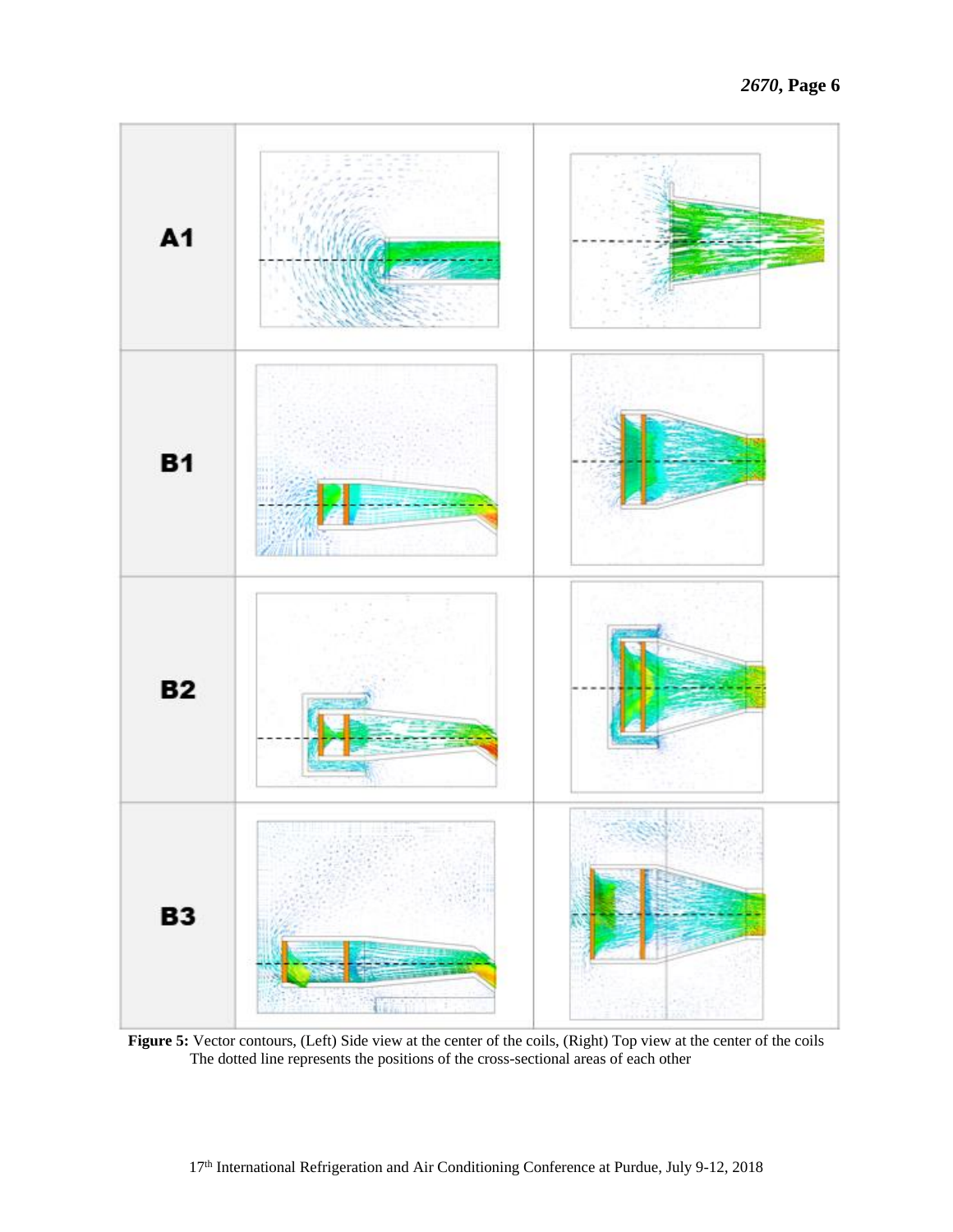**Figure 5:** Vector contours, (Left) Side view at the center of the coils, (Right) Top view at the center of the coils
The dotted line represents the positions of the cross-sectional areas of each other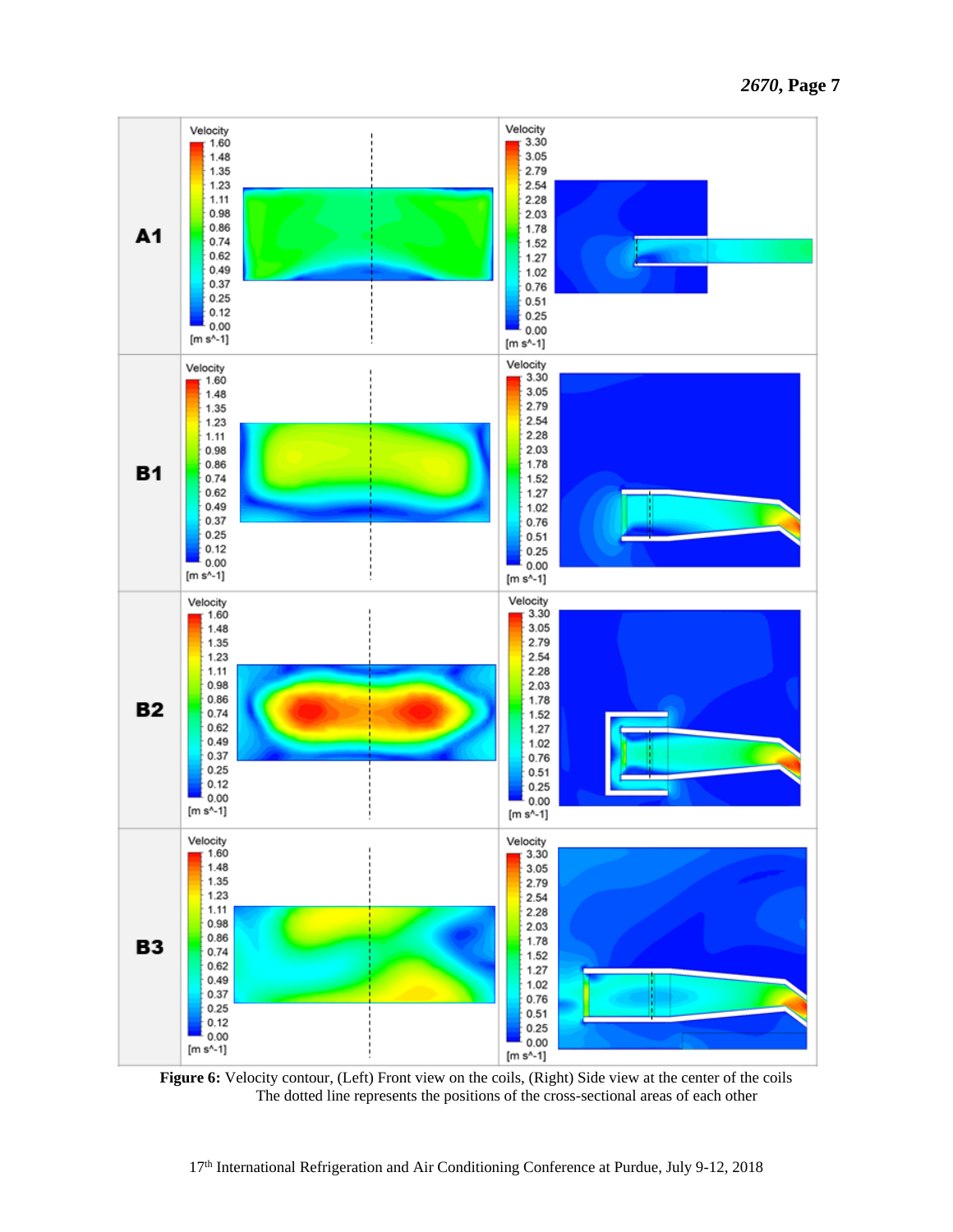**Figure 6:** Velocity contour, (Left) Front view on the coils, (Right) Side view at the center of the coils
The dotted line represents the positions of the cross-sectional areas of each other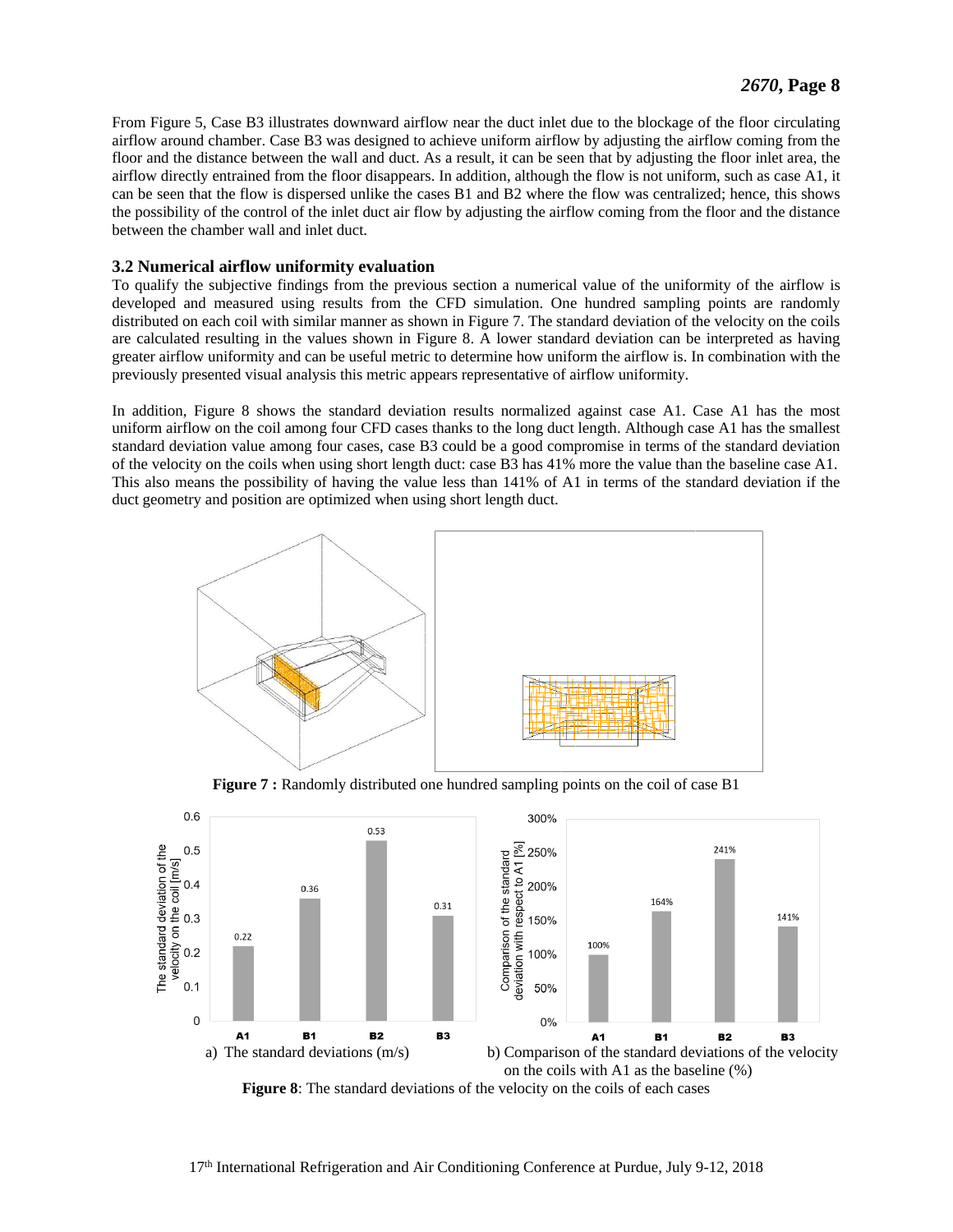From Figure 5, Case B3 illustrates downward airflow near the duct inlet due to the blockage of the floor circulating airflow around chamber. Case B3 was designed to achieve uniform airflow by adjusting the airflow coming from the floor and the distance between the wall and duct. As a result, it can be seen that by adjusting the floor inlet area, the airflow directly entrained from the floor disappears. In addition, although the flow is not uniform, such as case A1, it can be seen that the flow is dispersed unlike the cases B1 and B2 where the flow was centralized; hence, this shows the possibility of the control of the inlet duct air flow by adjusting the airflow coming from the floor and the distance between the chamber wall and inlet duct.

### 3.2 Numerical airflow uniformity evaluation

To qualify the subjective findings from the previous section a numerical value of the uniformity of the airflow is developed and measured using results from the CFD simulation. One hundred sampling points are randomly distributed on each coil with similar manner as shown in Figure 7. The standard deviation of the velocity on the coils are calculated resulting in the values shown in Figure 8. A lower standard deviation can be interpreted as having greater airflow uniformity and can be useful metric to determine how uniform the airflow is. In combination with the previously presented visual analysis this metric appears representative of airflow uniformity.

In addition, Figure 8 shows the standard deviation results normalized against case A1. Case A1 has the most uniform airflow on the coil among four CFD cases thanks to the long duct length. Although case A1 has the smallest standard deviation value among four cases, case B3 could be a good compromise in terms of the standard deviation of the velocity on the coils when using short length duct: case B3 has 41% more the value than the baseline case A1. This also means the possibility of having the value less than 141% of A1 in terms of the standard deviation if the duct geometry and position are optimized when using short length duct.

**Figure 7 :** Randomly distributed one hundred sampling points on the coil of case B1

| Case | a) The standard deviations (m/s) | b) Comparison with A1 as the baseline (%) |
|---|---|---|
| A1 | 0.22 | 100% |
| B1 | 0.36 | 164% |
| B2 | 0.53 | 241% |
| B3 | 0.31 | 141% |

a) The standard deviations (m/s) b) Comparison of the standard deviations of the velocity on the coils with A1 as the baseline (%)

**Figure 8**: The standard deviations of the velocity on the coils of each cases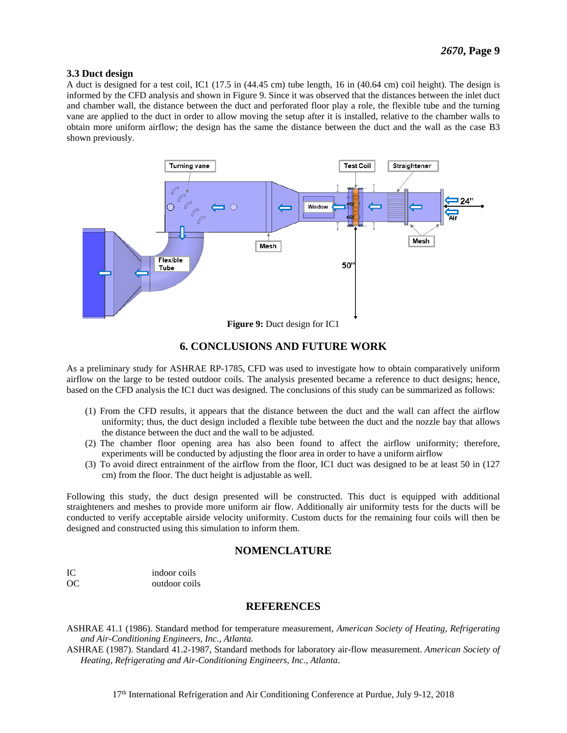### 3.3 Duct design

A duct is designed for a test coil, IC1 (17.5 in (44.45 cm) tube length, 16 in (40.64 cm) coil height). The design is informed by the CFD analysis and shown in Figure 9. Since it was observed that the distances between the inlet duct and chamber wall, the distance between the duct and perforated floor play a role, the flexible tube and the turning vane are applied to the duct in order to allow moving the setup after it is installed, relative to the chamber walls to obtain more uniform airflow; the design has the same the distance between the duct and the wall as the case B3 shown previously.

**Figure 9:** Duct design for IC1

## 6. CONCLUSIONS AND FUTURE WORK

As a preliminary study for ASHRAE RP-1785, CFD was used to investigate how to obtain comparatively uniform airflow on the large to be tested outdoor coils. The analysis presented became a reference to duct designs; hence, based on the CFD analysis the IC1 duct was designed. The conclusions of this study can be summarized as follows:

(1) From the CFD results, it appears that the distance between the duct and the wall can affect the airflow uniformity; thus, the duct design included a flexible tube between the duct and the nozzle bay that allows the distance between the duct and the wall to be adjusted.
(2) The chamber floor opening area has also been found to affect the airflow uniformity; therefore, experiments will be conducted by adjusting the floor area in order to have a uniform airflow
(3) To avoid direct entrainment of the airflow from the floor, IC1 duct was designed to be at least 50 in (127 cm) from the floor. The duct height is adjustable as well.

Following this study, the duct design presented will be constructed. This duct is equipped with additional straighteners and meshes to provide more uniform air flow. Additionally air uniformity tests for the ducts will be conducted to verify acceptable airside velocity uniformity. Custom ducts for the remaining four coils will then be designed and constructed using this simulation to inform them.

## NOMENCLATURE

| | |
|---|---|
| IC | indoor coils |
| OC | outdoor coils |

## REFERENCES

ASHRAE 41.1 (1986). Standard method for temperature measurement, *American Society of Heating, Refrigerating and Air-Conditioning Engineers, Inc., Atlanta.*

ASHRAE (1987). Standard 41.2-1987, Standard methods for laboratory air-flow measurement. *American Society of Heating, Refrigerating and Air-Conditioning Engineers, Inc., Atlanta*.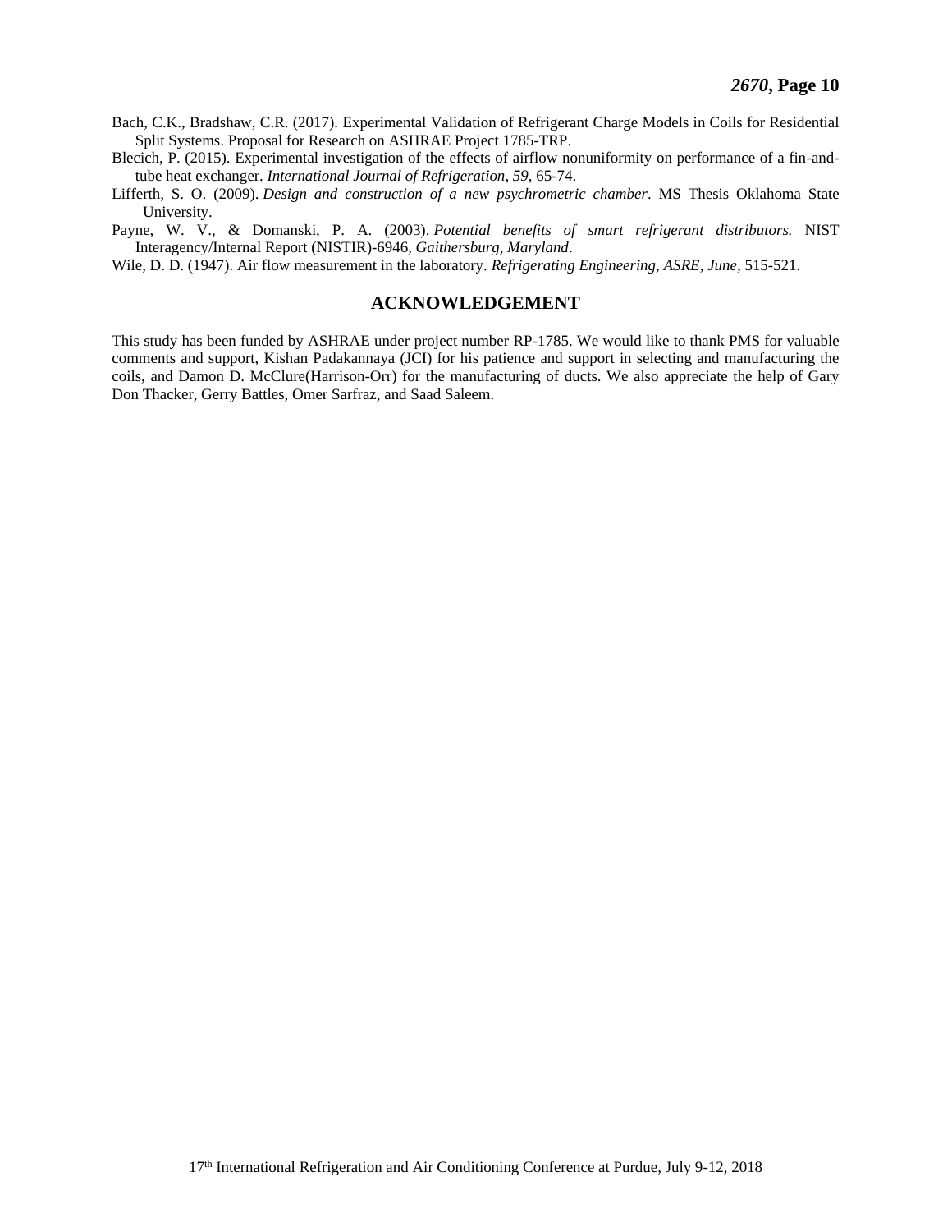Bach, C.K., Bradshaw, C.R. (2017). Experimental Validation of Refrigerant Charge Models in Coils for Residential Split Systems. Proposal for Research on ASHRAE Project 1785-TRP.

Blecich, P. (2015). Experimental investigation of the effects of airflow nonuniformity on performance of a fin-and-tube heat exchanger. *International Journal of Refrigeration*, *59*, 65-74.

Lifferth, S. O. (2009). *Design and construction of a new psychrometric chamber*. MS Thesis Oklahoma State University.

Payne, W. V., & Domanski, P. A. (2003). *Potential benefits of smart refrigerant distributors.* NIST Interagency/Internal Report (NISTIR)-6946, *Gaithersburg, Maryland*.

Wile, D. D. (1947). Air flow measurement in the laboratory. *Refrigerating Engineering, ASRE, June*, 515-521.

## ACKNOWLEDGEMENT

This study has been funded by ASHRAE under project number RP-1785. We would like to thank PMS for valuable comments and support, Kishan Padakannaya (JCI) for his patience and support in selecting and manufacturing the coils, and Damon D. McClure(Harrison-Orr) for the manufacturing of ducts. We also appreciate the help of Gary Don Thacker, Gerry Battles, Omer Sarfraz, and Saad Saleem.